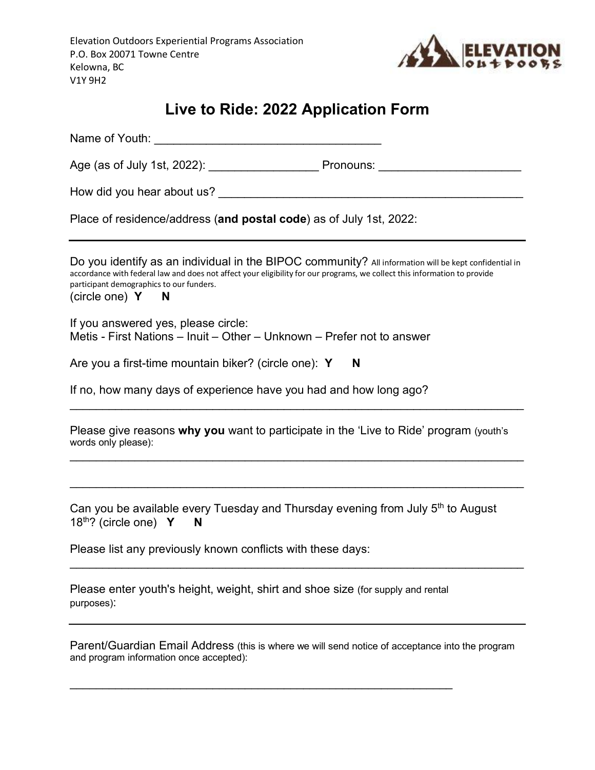Elevation Outdoors Experiential Programs Association
P.O. Box 20071 Towne Centre
Kelowna, BC
V1Y 9H2

# Live to Ride: 2022 Application Form

Name of Youth: ___________________________________

Age (as of July 1st, 2022): ________________ Pronouns: _____________________

How did you hear about us? _______________________________________________

Place of residence/address (**and postal code**) as of July 1st, 2022:

___________________________________________________________________________

Do you identify as an individual in the BIPOC community? All information will be kept confidential in accordance with federal law and does not affect your eligibility for our programs, we collect this information to provide participant demographics to our funders.
(circle one) **Y** **N**

If you answered yes, please circle:
Metis - First Nations – Inuit – Other – Unknown – Prefer not to answer

Are you a first-time mountain biker? (circle one): **Y** **N**

If no, how many days of experience have you had and how long ago?

___________________________________________________________________________

Please give reasons **why you** want to participate in the 'Live to Ride' program (youth's words only please):

___________________________________________________________________________

___________________________________________________________________________

Can you be available every Tuesday and Thursday evening from July 5th to August 18th? (circle one) **Y** **N**

Please list any previously known conflicts with these days:

___________________________________________________________________________

Please enter youth's height, weight, shirt and shoe size (for supply and rental purposes):

___________________________________________________________________________

Parent/Guardian Email Address (this is where we will send notice of acceptance into the program and program information once accepted):

___________________________________________________________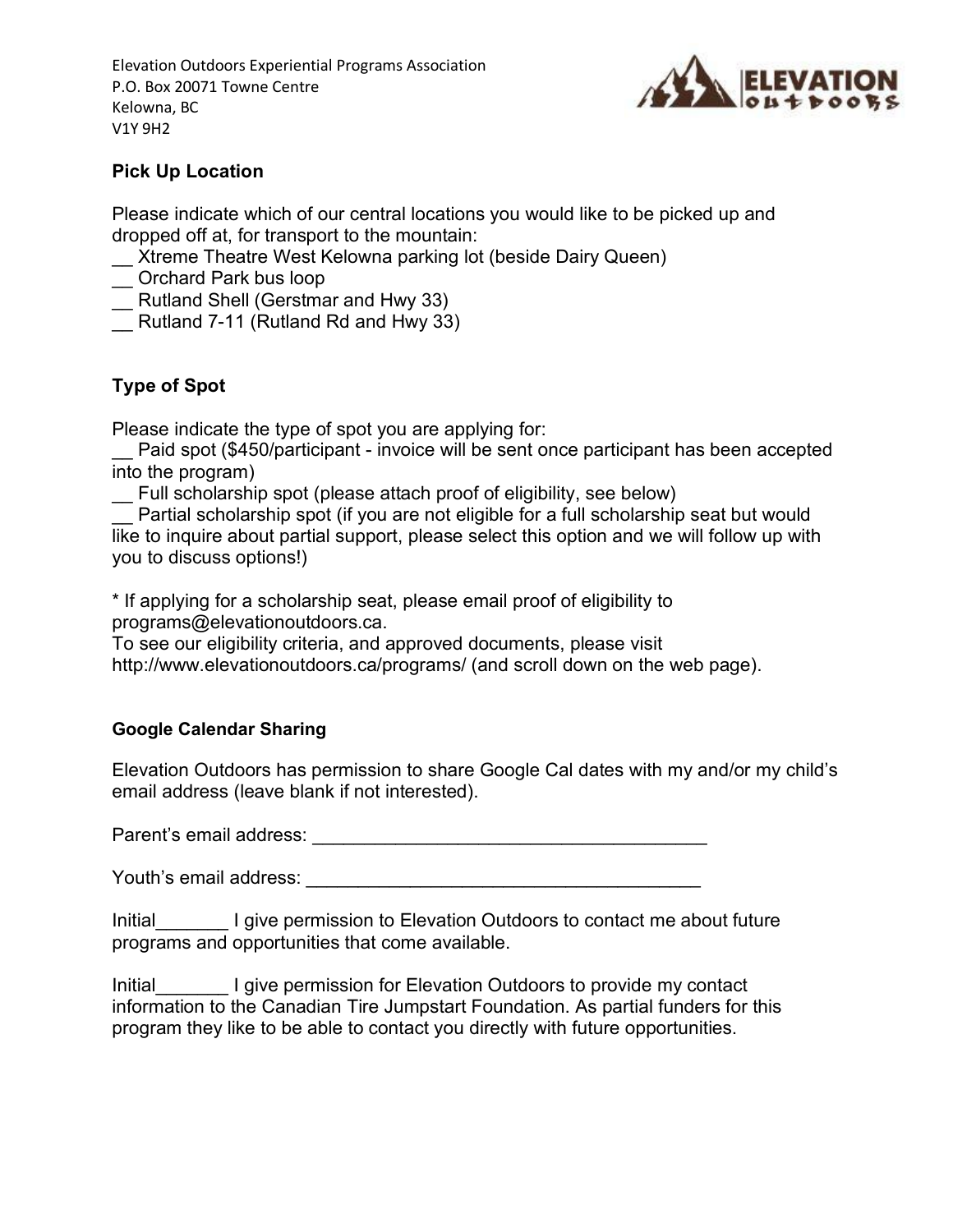Elevation Outdoors Experiential Programs Association
P.O. Box 20071 Towne Centre
Kelowna, BC
V1Y 9H2

### Pick Up Location

Please indicate which of our central locations you would like to be picked up and dropped off at, for transport to the mountain:

__ Xtreme Theatre West Kelowna parking lot (beside Dairy Queen)
__ Orchard Park bus loop
__ Rutland Shell (Gerstmar and Hwy 33)
__ Rutland 7-11 (Rutland Rd and Hwy 33)

### Type of Spot

Please indicate the type of spot you are applying for:

__ Paid spot ($450/participant - invoice will be sent once participant has been accepted into the program)
__ Full scholarship spot (please attach proof of eligibility, see below)
__ Partial scholarship spot (if you are not eligible for a full scholarship seat but would like to inquire about partial support, please select this option and we will follow up with you to discuss options!)

* If applying for a scholarship seat, please email proof of eligibility to programs@elevationoutdoors.ca.
To see our eligibility criteria, and approved documents, please visit http://www.elevationoutdoors.ca/programs/ (and scroll down on the web page).

### Google Calendar Sharing

Elevation Outdoors has permission to share Google Cal dates with my and/or my child's email address (leave blank if not interested).

Parent's email address: ______________________________________

Youth's email address: ______________________________________

Initial_______ I give permission to Elevation Outdoors to contact me about future programs and opportunities that come available.

Initial_______ I give permission for Elevation Outdoors to provide my contact information to the Canadian Tire Jumpstart Foundation. As partial funders for this program they like to be able to contact you directly with future opportunities.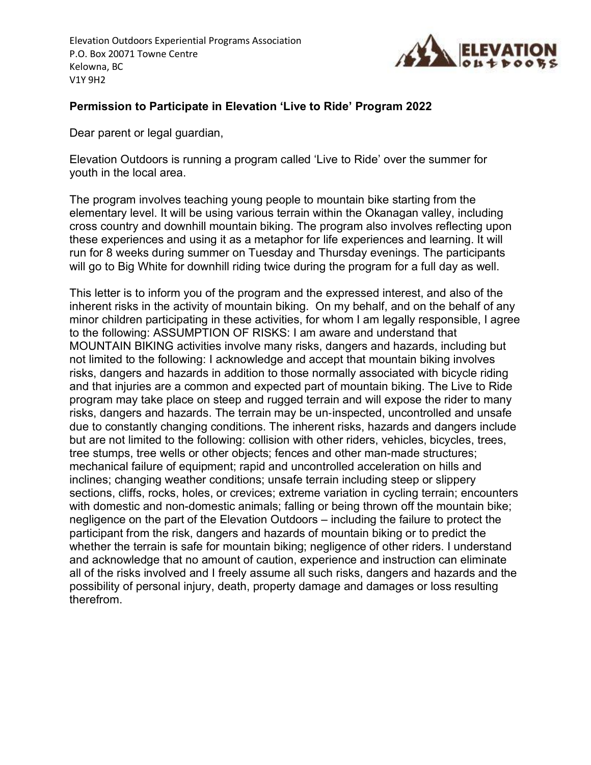Elevation Outdoors Experiential Programs Association
P.O. Box 20071 Towne Centre
Kelowna, BC
V1Y 9H2

**Permission to Participate in Elevation 'Live to Ride' Program 2022**

Dear parent or legal guardian,

Elevation Outdoors is running a program called 'Live to Ride' over the summer for youth in the local area.

The program involves teaching young people to mountain bike starting from the elementary level. It will be using various terrain within the Okanagan valley, including cross country and downhill mountain biking. The program also involves reflecting upon these experiences and using it as a metaphor for life experiences and learning. It will run for 8 weeks during summer on Tuesday and Thursday evenings. The participants will go to Big White for downhill riding twice during the program for a full day as well.

This letter is to inform you of the program and the expressed interest, and also of the inherent risks in the activity of mountain biking. On my behalf, and on the behalf of any minor children participating in these activities, for whom I am legally responsible, I agree to the following: ASSUMPTION OF RISKS: I am aware and understand that MOUNTAIN BIKING activities involve many risks, dangers and hazards, including but not limited to the following: I acknowledge and accept that mountain biking involves risks, dangers and hazards in addition to those normally associated with bicycle riding and that injuries are a common and expected part of mountain biking. The Live to Ride program may take place on steep and rugged terrain and will expose the rider to many risks, dangers and hazards. The terrain may be un-inspected, uncontrolled and unsafe due to constantly changing conditions. The inherent risks, hazards and dangers include but are not limited to the following: collision with other riders, vehicles, bicycles, trees, tree stumps, tree wells or other objects; fences and other man-made structures; mechanical failure of equipment; rapid and uncontrolled acceleration on hills and inclines; changing weather conditions; unsafe terrain including steep or slippery sections, cliffs, rocks, holes, or crevices; extreme variation in cycling terrain; encounters with domestic and non-domestic animals; falling or being thrown off the mountain bike; negligence on the part of the Elevation Outdoors – including the failure to protect the participant from the risk, dangers and hazards of mountain biking or to predict the whether the terrain is safe for mountain biking; negligence of other riders. I understand and acknowledge that no amount of caution, experience and instruction can eliminate all of the risks involved and I freely assume all such risks, dangers and hazards and the possibility of personal injury, death, property damage and damages or loss resulting therefrom.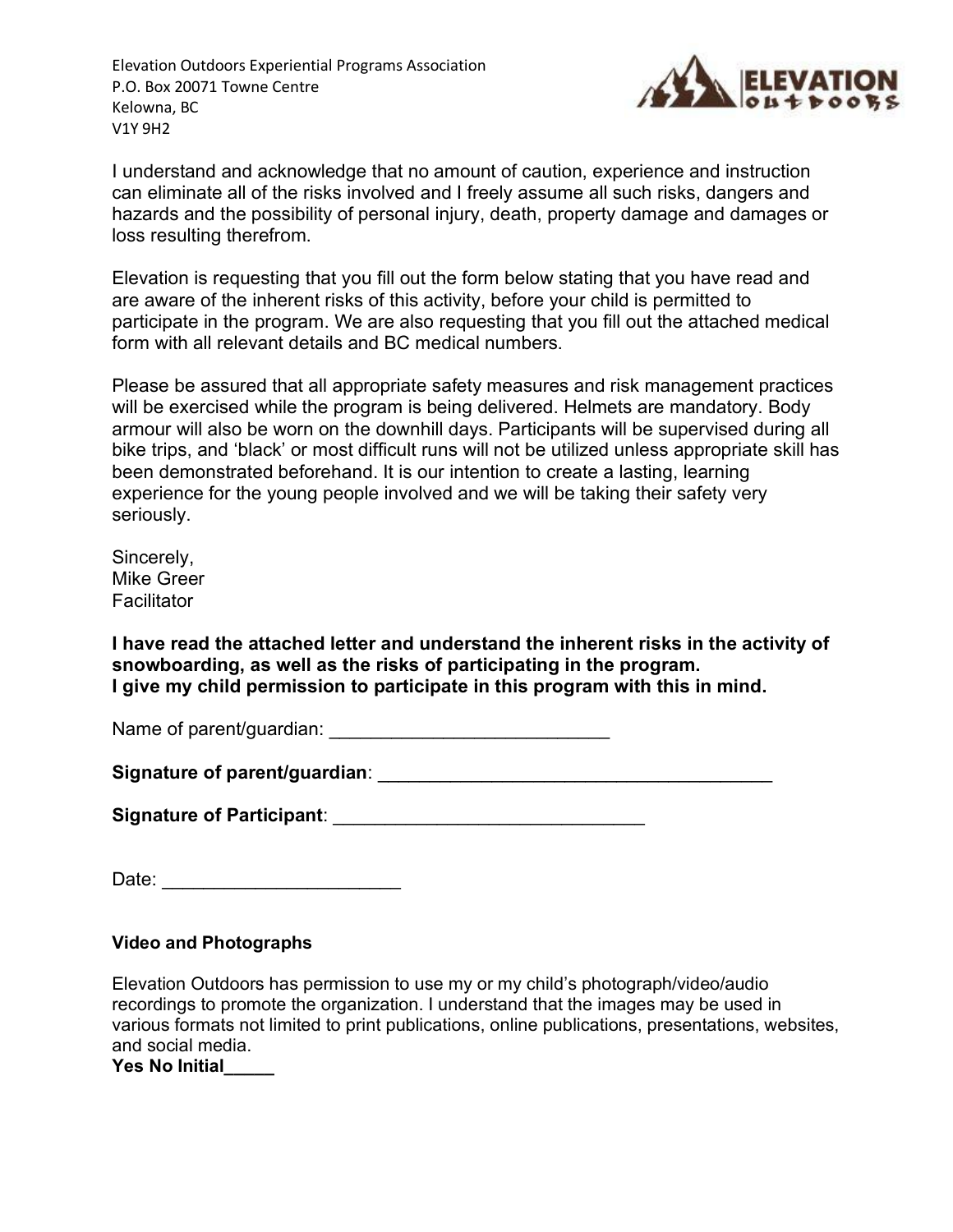Elevation Outdoors Experiential Programs Association
P.O. Box 20071 Towne Centre
Kelowna, BC
V1Y 9H2

I understand and acknowledge that no amount of caution, experience and instruction can eliminate all of the risks involved and I freely assume all such risks, dangers and hazards and the possibility of personal injury, death, property damage and damages or loss resulting therefrom.

Elevation is requesting that you fill out the form below stating that you have read and are aware of the inherent risks of this activity, before your child is permitted to participate in the program. We are also requesting that you fill out the attached medical form with all relevant details and BC medical numbers.

Please be assured that all appropriate safety measures and risk management practices will be exercised while the program is being delivered. Helmets are mandatory. Body armour will also be worn on the downhill days. Participants will be supervised during all bike trips, and 'black' or most difficult runs will not be utilized unless appropriate skill has been demonstrated beforehand. It is our intention to create a lasting, learning experience for the young people involved and we will be taking their safety very seriously.

Sincerely,
Mike Greer
Facilitator

**I have read the attached letter and understand the inherent risks in the activity of snowboarding, as well as the risks of participating in the program.**
**I give my child permission to participate in this program with this in mind.**

Name of parent/guardian: ___________________________

**Signature of parent/guardian**: ______________________________________

**Signature of Participant**: ______________________________

Date: _______________________

**Video and Photographs**

Elevation Outdoors has permission to use my or my child's photograph/video/audio recordings to promote the organization. I understand that the images may be used in various formats not limited to print publications, online publications, presentations, websites, and social media.
**Yes No Initial_____**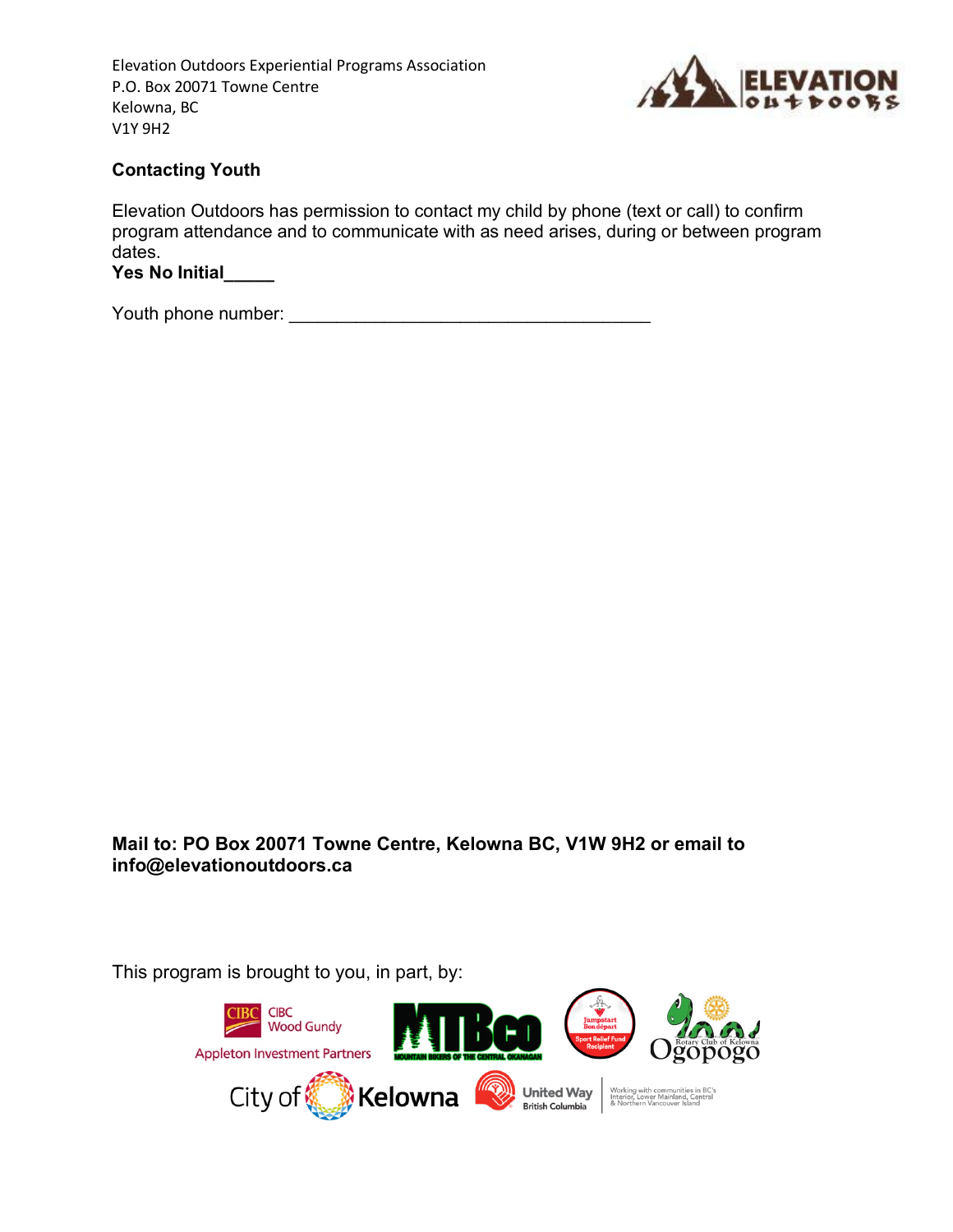Elevation Outdoors Experiential Programs Association
P.O. Box 20071 Towne Centre
Kelowna, BC
V1Y 9H2

**Contacting Youth**

Elevation Outdoors has permission to contact my child by phone (text or call) to confirm program attendance and to communicate with as need arises, during or between program dates.

**Yes No Initial_____**

Youth phone number: ____________________________________

**Mail to: PO Box 20071 Towne Centre, Kelowna BC, V1W 9H2 or email to info@elevationoutdoors.ca**

This program is brought to you, in part, by: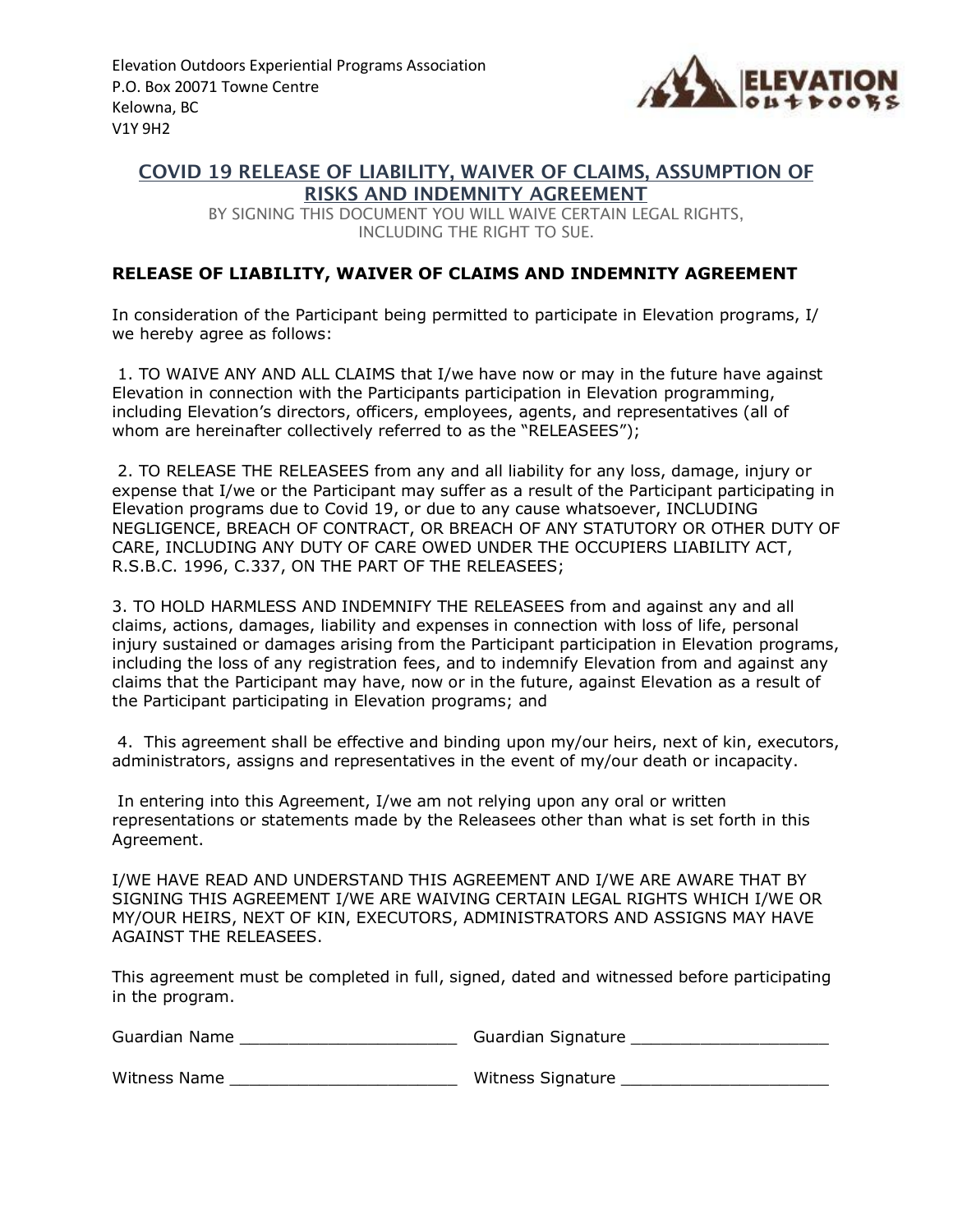Elevation Outdoors Experiential Programs Association
P.O. Box 20071 Towne Centre
Kelowna, BC
V1Y 9H2

## COVID 19 RELEASE OF LIABILITY, WAIVER OF CLAIMS, ASSUMPTION OF RISKS AND INDEMNITY AGREEMENT

BY SIGNING THIS DOCUMENT YOU WILL WAIVE CERTAIN LEGAL RIGHTS, INCLUDING THE RIGHT TO SUE.

### RELEASE OF LIABILITY, WAIVER OF CLAIMS AND INDEMNITY AGREEMENT

In consideration of the Participant being permitted to participate in Elevation programs, I/ we hereby agree as follows:

1. TO WAIVE ANY AND ALL CLAIMS that I/we have now or may in the future have against Elevation in connection with the Participants participation in Elevation programming, including Elevation's directors, officers, employees, agents, and representatives (all of whom are hereinafter collectively referred to as the "RELEASEES");

2. TO RELEASE THE RELEASEES from any and all liability for any loss, damage, injury or expense that I/we or the Participant may suffer as a result of the Participant participating in Elevation programs due to Covid 19, or due to any cause whatsoever, INCLUDING NEGLIGENCE, BREACH OF CONTRACT, OR BREACH OF ANY STATUTORY OR OTHER DUTY OF CARE, INCLUDING ANY DUTY OF CARE OWED UNDER THE OCCUPIERS LIABILITY ACT, R.S.B.C. 1996, C.337, ON THE PART OF THE RELEASEES;

3. TO HOLD HARMLESS AND INDEMNIFY THE RELEASEES from and against any and all claims, actions, damages, liability and expenses in connection with loss of life, personal injury sustained or damages arising from the Participant participation in Elevation programs, including the loss of any registration fees, and to indemnify Elevation from and against any claims that the Participant may have, now or in the future, against Elevation as a result of the Participant participating in Elevation programs; and

4. This agreement shall be effective and binding upon my/our heirs, next of kin, executors, administrators, assigns and representatives in the event of my/our death or incapacity.

In entering into this Agreement, I/we am not relying upon any oral or written representations or statements made by the Releasees other than what is set forth in this Agreement.

I/WE HAVE READ AND UNDERSTAND THIS AGREEMENT AND I/WE ARE AWARE THAT BY SIGNING THIS AGREEMENT I/WE ARE WAIVING CERTAIN LEGAL RIGHTS WHICH I/WE OR MY/OUR HEIRS, NEXT OF KIN, EXECUTORS, ADMINISTRATORS AND ASSIGNS MAY HAVE AGAINST THE RELEASEES.

This agreement must be completed in full, signed, dated and witnessed before participating in the program.

Guardian Name ______________________ Guardian Signature ____________________

Witness Name _______________________ Witness Signature _____________________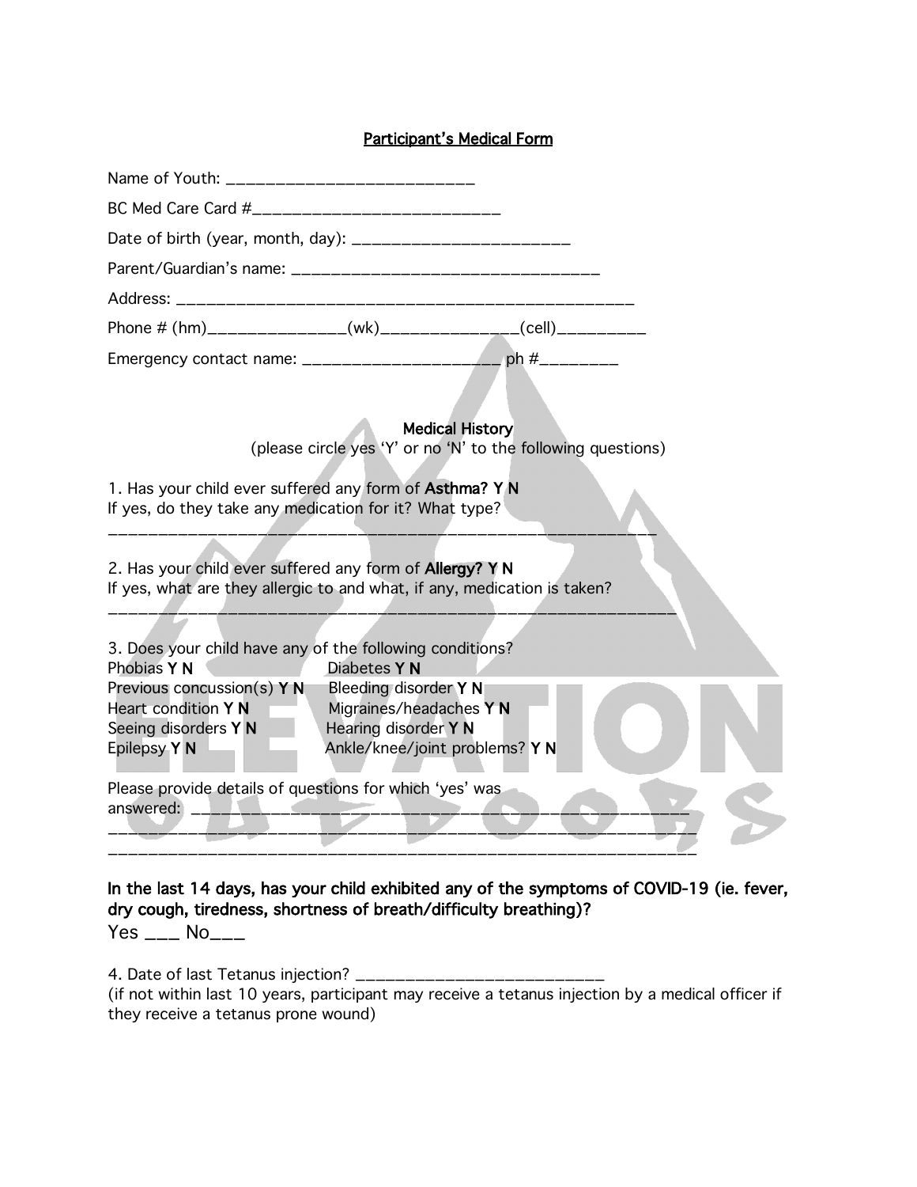## Participant's Medical Form

Name of Youth: ___________________________

BC Med Care Card #___________________________

Date of birth (year, month, day): ________________________

Parent/Guardian's name: _________________________________

Address: __________________________________________________

Phone # (hm)_______________(wk)_______________(cell)__________

Emergency contact name: ______________________ ph #_________

### Medical History

(please circle yes 'Y' or no 'N' to the following questions)

1. Has your child ever suffered any form of **Asthma? Y N**
If yes, do they take any medication for it? What type?
____________________________________________________________

2. Has your child ever suffered any form of **Allergy? Y N**
If yes, what are they allergic to and what, if any, medication is taken?
____________________________________________________________

3. Does your child have any of the following conditions?

Phobias **Y N**
Diabetes **Y N**
Previous concussion(s) **Y N**
Bleeding disorder **Y N**
Heart condition **Y N**
Migraines/headaches **Y N**
Seeing disorders **Y N**
Hearing disorder **Y N**
Epilepsy **Y N**
Ankle/knee/joint problems? **Y N**

Please provide details of questions for which 'yes' was answered: ____________________________________________
____________________________________________________________
____________________________________________________________

**In the last 14 days, has your child exhibited any of the symptoms of COVID-19 (ie. fever, dry cough, tiredness, shortness of breath/difficulty breathing)?**

Yes ___ No___

4. Date of last Tetanus injection? ___________________________
(if not within last 10 years, participant may receive a tetanus injection by a medical officer if they receive a tetanus prone wound)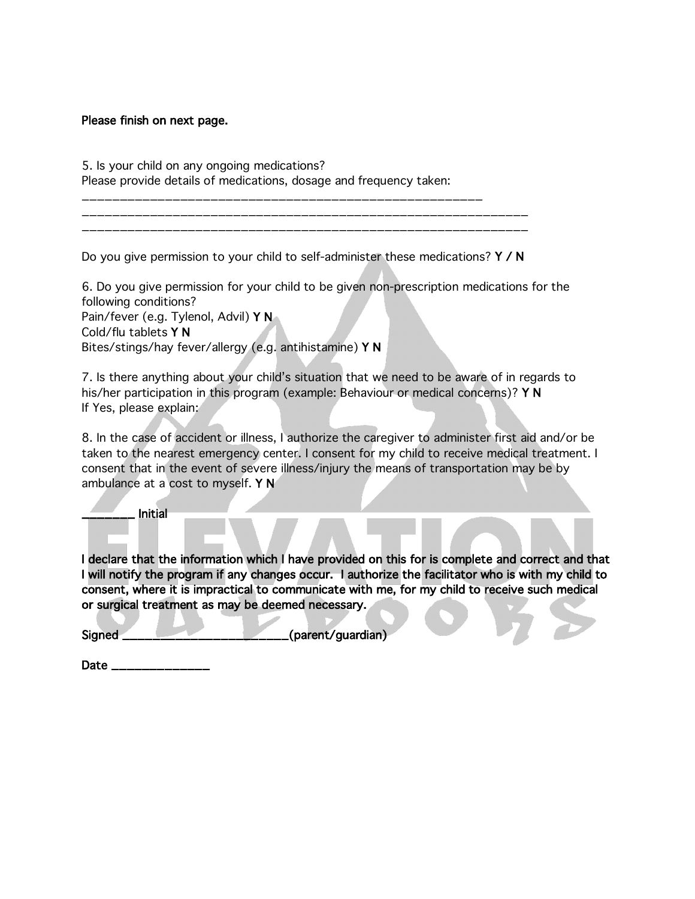**Please finish on next page.**

5. Is your child on any ongoing medications?
Please provide details of medications, dosage and frequency taken:

________________________________________________________
___________________________________________________________
___________________________________________________________

Do you give permission to your child to self-administer these medications? **Y / N**

6. Do you give permission for your child to be given non-prescription medications for the following conditions?
Pain/fever (e.g. Tylenol, Advil) **Y N**
Cold/flu tablets **Y N**
Bites/stings/hay fever/allergy (e.g. antihistamine) **Y N**

7. Is there anything about your child's situation that we need to be aware of in regards to his/her participation in this program (example: Behaviour or medical concerns)? **Y N**
If Yes, please explain:

8. In the case of accident or illness, I authorize the caregiver to administer first aid and/or be taken to the nearest emergency center. I consent for my child to receive medical treatment. I consent that in the event of severe illness/injury the means of transportation may be by ambulance at a cost to myself. **Y N**

**________ Initial**

**I declare that the information which I have provided on this for is complete and correct and that I will notify the program if any changes occur. I authorize the facilitator who is with my child to consent, where it is impractical to communicate with me, for my child to receive such medical or surgical treatment as may be deemed necessary.**

**Signed _________________________(parent/guardian)**

**Date _______________**